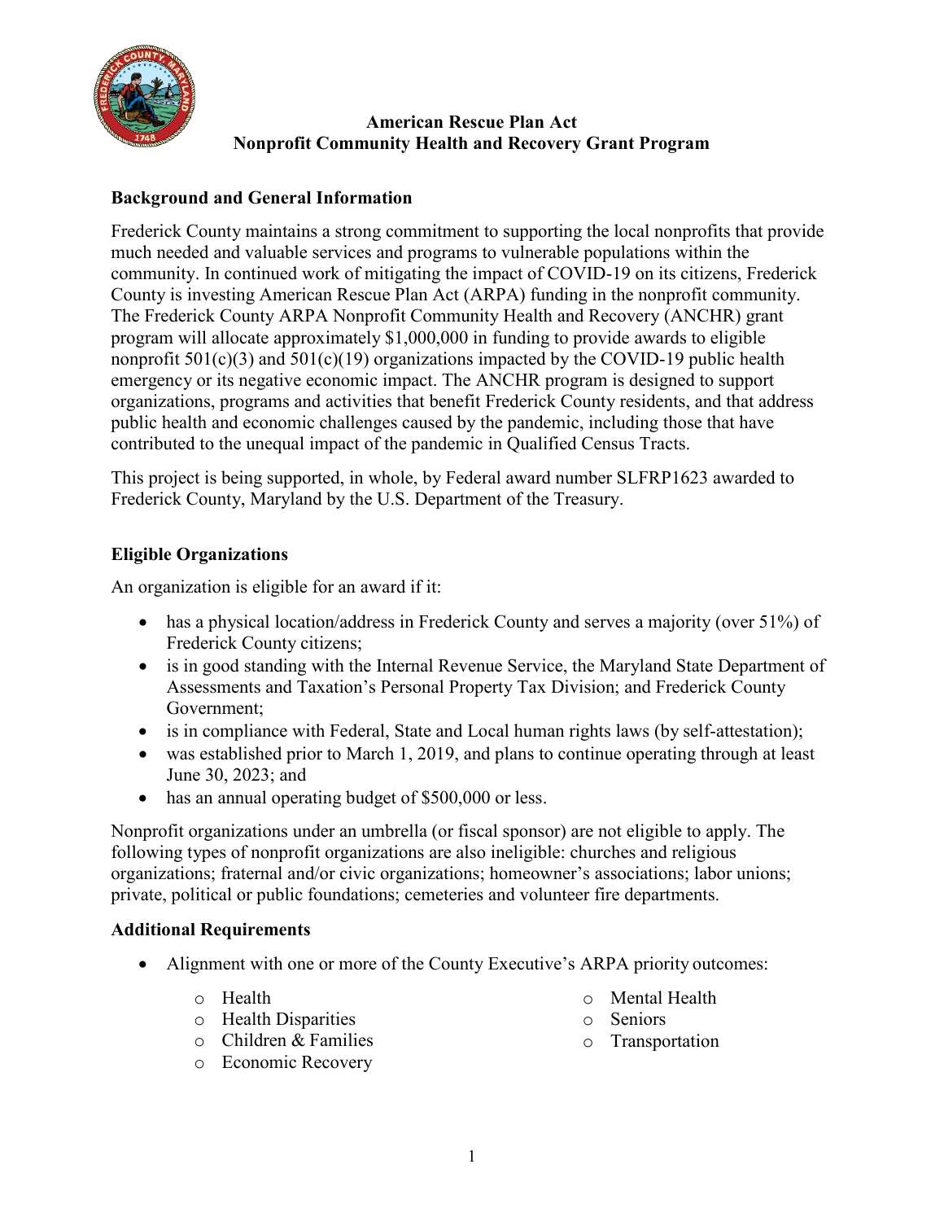# American Rescue Plan Act
# Nonprofit Community Health and Recovery Grant Program

## Background and General Information

Frederick County maintains a strong commitment to supporting the local nonprofits that provide much needed and valuable services and programs to vulnerable populations within the community. In continued work of mitigating the impact of COVID-19 on its citizens, Frederick County is investing American Rescue Plan Act (ARPA) funding in the nonprofit community. The Frederick County ARPA Nonprofit Community Health and Recovery (ANCHR) grant program will allocate approximately $1,000,000 in funding to provide awards to eligible nonprofit 501(c)(3) and 501(c)(19) organizations impacted by the COVID-19 public health emergency or its negative economic impact. The ANCHR program is designed to support organizations, programs and activities that benefit Frederick County residents, and that address public health and economic challenges caused by the pandemic, including those that have contributed to the unequal impact of the pandemic in Qualified Census Tracts.

This project is being supported, in whole, by Federal award number SLFRP1623 awarded to Frederick County, Maryland by the U.S. Department of the Treasury.

## Eligible Organizations

An organization is eligible for an award if it:

- has a physical location/address in Frederick County and serves a majority (over 51%) of Frederick County citizens;
- is in good standing with the Internal Revenue Service, the Maryland State Department of Assessments and Taxation's Personal Property Tax Division; and Frederick County Government;
- is in compliance with Federal, State and Local human rights laws (by self-attestation);
- was established prior to March 1, 2019, and plans to continue operating through at least June 30, 2023; and
- has an annual operating budget of $500,000 or less.

Nonprofit organizations under an umbrella (or fiscal sponsor) are not eligible to apply. The following types of nonprofit organizations are also ineligible: churches and religious organizations; fraternal and/or civic organizations; homeowner's associations; labor unions; private, political or public foundations; cemeteries and volunteer fire departments.

## Additional Requirements

- Alignment with one or more of the County Executive's ARPA priority outcomes:
  - Health
  - Health Disparities
  - Children & Families
  - Economic Recovery
  - Mental Health
  - Seniors
  - Transportation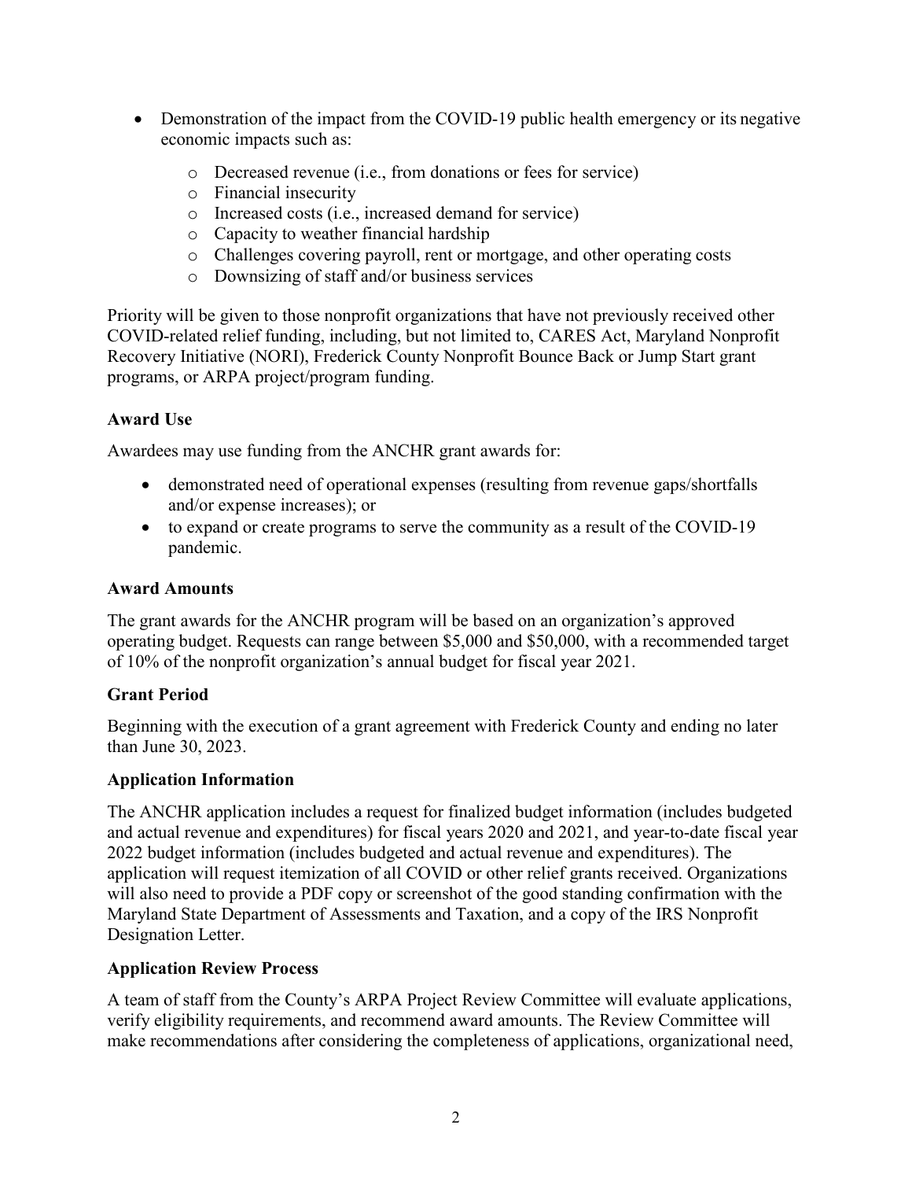- Demonstration of the impact from the COVID-19 public health emergency or its negative economic impacts such as:
  - Decreased revenue (i.e., from donations or fees for service)
  - Financial insecurity
  - Increased costs (i.e., increased demand for service)
  - Capacity to weather financial hardship
  - Challenges covering payroll, rent or mortgage, and other operating costs
  - Downsizing of staff and/or business services

Priority will be given to those nonprofit organizations that have not previously received other COVID-related relief funding, including, but not limited to, CARES Act, Maryland Nonprofit Recovery Initiative (NORI), Frederick County Nonprofit Bounce Back or Jump Start grant programs, or ARPA project/program funding.

**Award Use**

Awardees may use funding from the ANCHR grant awards for:

- demonstrated need of operational expenses (resulting from revenue gaps/shortfalls and/or expense increases); or
- to expand or create programs to serve the community as a result of the COVID-19 pandemic.

**Award Amounts**

The grant awards for the ANCHR program will be based on an organization's approved operating budget. Requests can range between $5,000 and $50,000, with a recommended target of 10% of the nonprofit organization's annual budget for fiscal year 2021.

**Grant Period**

Beginning with the execution of a grant agreement with Frederick County and ending no later than June 30, 2023.

**Application Information**

The ANCHR application includes a request for finalized budget information (includes budgeted and actual revenue and expenditures) for fiscal years 2020 and 2021, and year-to-date fiscal year 2022 budget information (includes budgeted and actual revenue and expenditures). The application will request itemization of all COVID or other relief grants received. Organizations will also need to provide a PDF copy or screenshot of the good standing confirmation with the Maryland State Department of Assessments and Taxation, and a copy of the IRS Nonprofit Designation Letter.

**Application Review Process**

A team of staff from the County's ARPA Project Review Committee will evaluate applications, verify eligibility requirements, and recommend award amounts. The Review Committee will make recommendations after considering the completeness of applications, organizational need,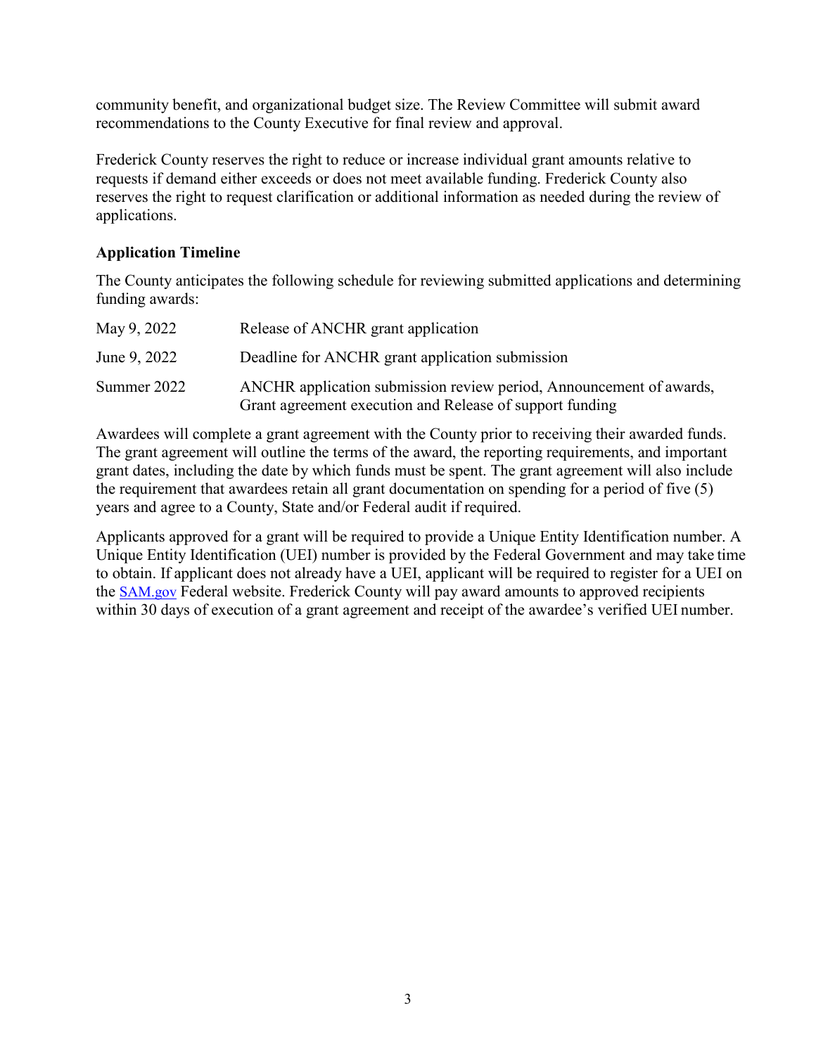community benefit, and organizational budget size. The Review Committee will submit award recommendations to the County Executive for final review and approval.

Frederick County reserves the right to reduce or increase individual grant amounts relative to requests if demand either exceeds or does not meet available funding. Frederick County also reserves the right to request clarification or additional information as needed during the review of applications.

**Application Timeline**

The County anticipates the following schedule for reviewing submitted applications and determining funding awards:

| | |
|---|---|
| May 9, 2022 | Release of ANCHR grant application |
| June 9, 2022 | Deadline for ANCHR grant application submission |
| Summer 2022 | ANCHR application submission review period, Announcement of awards, Grant agreement execution and Release of support funding |

Awardees will complete a grant agreement with the County prior to receiving their awarded funds. The grant agreement will outline the terms of the award, the reporting requirements, and important grant dates, including the date by which funds must be spent. The grant agreement will also include the requirement that awardees retain all grant documentation on spending for a period of five (5) years and agree to a County, State and/or Federal audit if required.

Applicants approved for a grant will be required to provide a Unique Entity Identification number. A Unique Entity Identification (UEI) number is provided by the Federal Government and may take time to obtain. If applicant does not already have a UEI, applicant will be required to register for a UEI on the SAM.gov Federal website. Frederick County will pay award amounts to approved recipients within 30 days of execution of a grant agreement and receipt of the awardee's verified UEI number.